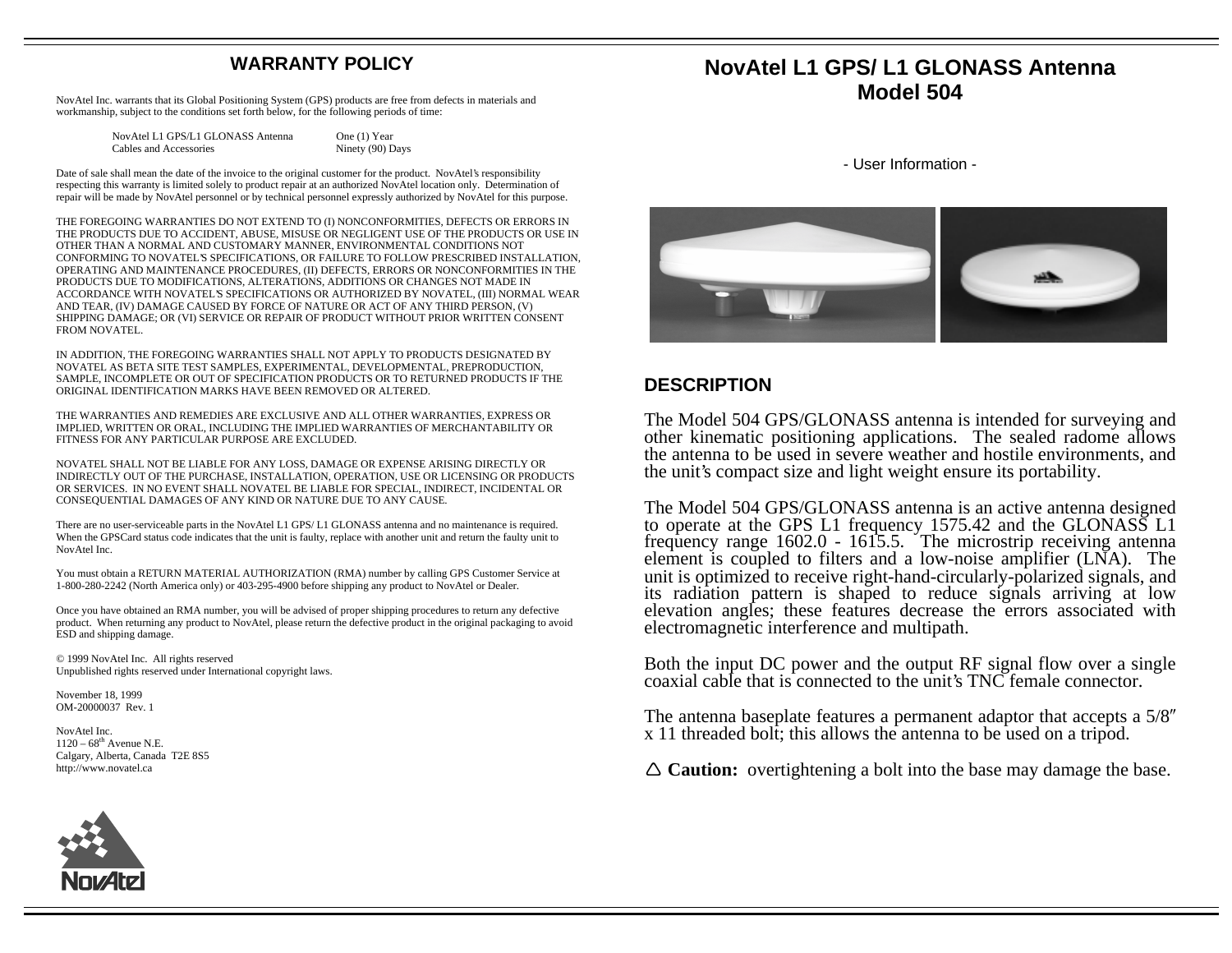## WARRANTY POLICY

NovAtel Inc. warrants that its Global Positioning System (GPS) products are free from defects in materials and workmanship, subject to the conditions set forth below, for the following periods of time:

| | |
|---|---|
| NovAtel L1 GPS/L1 GLONASS Antenna | One (1) Year |
| Cables and Accessories | Ninety (90) Days |

Date of sale shall mean the date of the invoice to the original customer for the product. NovAtel's responsibility respecting this warranty is limited solely to product repair at an authorized NovAtel location only. Determination of repair will be made by NovAtel personnel or by technical personnel expressly authorized by NovAtel for this purpose.

THE FOREGOING WARRANTIES DO NOT EXTEND TO (I) NONCONFORMITIES, DEFECTS OR ERRORS IN THE PRODUCTS DUE TO ACCIDENT, ABUSE, MISUSE OR NEGLIGENT USE OF THE PRODUCTS OR USE IN OTHER THAN A NORMAL AND CUSTOMARY MANNER, ENVIRONMENTAL CONDITIONS NOT CONFORMING TO NOVATEL'S SPECIFICATIONS, OR FAILURE TO FOLLOW PRESCRIBED INSTALLATION, OPERATING AND MAINTENANCE PROCEDURES, (II) DEFECTS, ERRORS OR NONCONFORMITIES IN THE PRODUCTS DUE TO MODIFICATIONS, ALTERATIONS, ADDITIONS OR CHANGES NOT MADE IN ACCORDANCE WITH NOVATEL'S SPECIFICATIONS OR AUTHORIZED BY NOVATEL, (III) NORMAL WEAR AND TEAR, (IV) DAMAGE CAUSED BY FORCE OF NATURE OR ACT OF ANY THIRD PERSON, (V) SHIPPING DAMAGE; OR (VI) SERVICE OR REPAIR OF PRODUCT WITHOUT PRIOR WRITTEN CONSENT FROM NOVATEL.

IN ADDITION, THE FOREGOING WARRANTIES SHALL NOT APPLY TO PRODUCTS DESIGNATED BY NOVATEL AS BETA SITE TEST SAMPLES, EXPERIMENTAL, DEVELOPMENTAL, PREPRODUCTION, SAMPLE, INCOMPLETE OR OUT OF SPECIFICATION PRODUCTS OR TO RETURNED PRODUCTS IF THE ORIGINAL IDENTIFICATION MARKS HAVE BEEN REMOVED OR ALTERED.

THE WARRANTIES AND REMEDIES ARE EXCLUSIVE AND ALL OTHER WARRANTIES, EXPRESS OR IMPLIED, WRITTEN OR ORAL, INCLUDING THE IMPLIED WARRANTIES OF MERCHANTABILITY OR FITNESS FOR ANY PARTICULAR PURPOSE ARE EXCLUDED.

NOVATEL SHALL NOT BE LIABLE FOR ANY LOSS, DAMAGE OR EXPENSE ARISING DIRECTLY OR INDIRECTLY OUT OF THE PURCHASE, INSTALLATION, OPERATION, USE OR LICENSING OR PRODUCTS OR SERVICES. IN NO EVENT SHALL NOVATEL BE LIABLE FOR SPECIAL, INDIRECT, INCIDENTAL OR CONSEQUENTIAL DAMAGES OF ANY KIND OR NATURE DUE TO ANY CAUSE.

There are no user-serviceable parts in the NovAtel L1 GPS/ L1 GLONASS antenna and no maintenance is required. When the GPSCard status code indicates that the unit is faulty, replace with another unit and return the faulty unit to NovAtel Inc.

You must obtain a RETURN MATERIAL AUTHORIZATION (RMA) number by calling GPS Customer Service at 1-800-280-2242 (North America only) or 403-295-4900 before shipping any product to NovAtel or Dealer.

Once you have obtained an RMA number, you will be advised of proper shipping procedures to return any defective product. When returning any product to NovAtel, please return the defective product in the original packaging to avoid ESD and shipping damage.

© 1999 NovAtel Inc. All rights reserved
Unpublished rights reserved under International copyright laws.

November 18, 1999
OM-20000037 Rev. 1

NovAtel Inc.
1120 – 68th Avenue N.E.
Calgary, Alberta, Canada T2E 8S5
http://www.novatel.ca

# NovAtel L1 GPS/ L1 GLONASS Antenna Model 504

- User Information -

## DESCRIPTION

The Model 504 GPS/GLONASS antenna is intended for surveying and other kinematic positioning applications. The sealed radome allows the antenna to be used in severe weather and hostile environments, and the unit's compact size and light weight ensure its portability.

The Model 504 GPS/GLONASS antenna is an active antenna designed to operate at the GPS L1 frequency 1575.42 and the GLONASS L1 frequency range 1602.0 - 1615.5. The microstrip receiving antenna element is coupled to filters and a low-noise amplifier (LNA). The unit is optimized to receive right-hand-circularly-polarized signals, and its radiation pattern is shaped to reduce signals arriving at low elevation angles; these features decrease the errors associated with electromagnetic interference and multipath.

Both the input DC power and the output RF signal flow over a single coaxial cable that is connected to the unit's TNC female connector.

The antenna baseplate features a permanent adaptor that accepts a 5/8″ x 11 threaded bolt; this allows the antenna to be used on a tripod.

△ **Caution:** overtightening a bolt into the base may damage the base.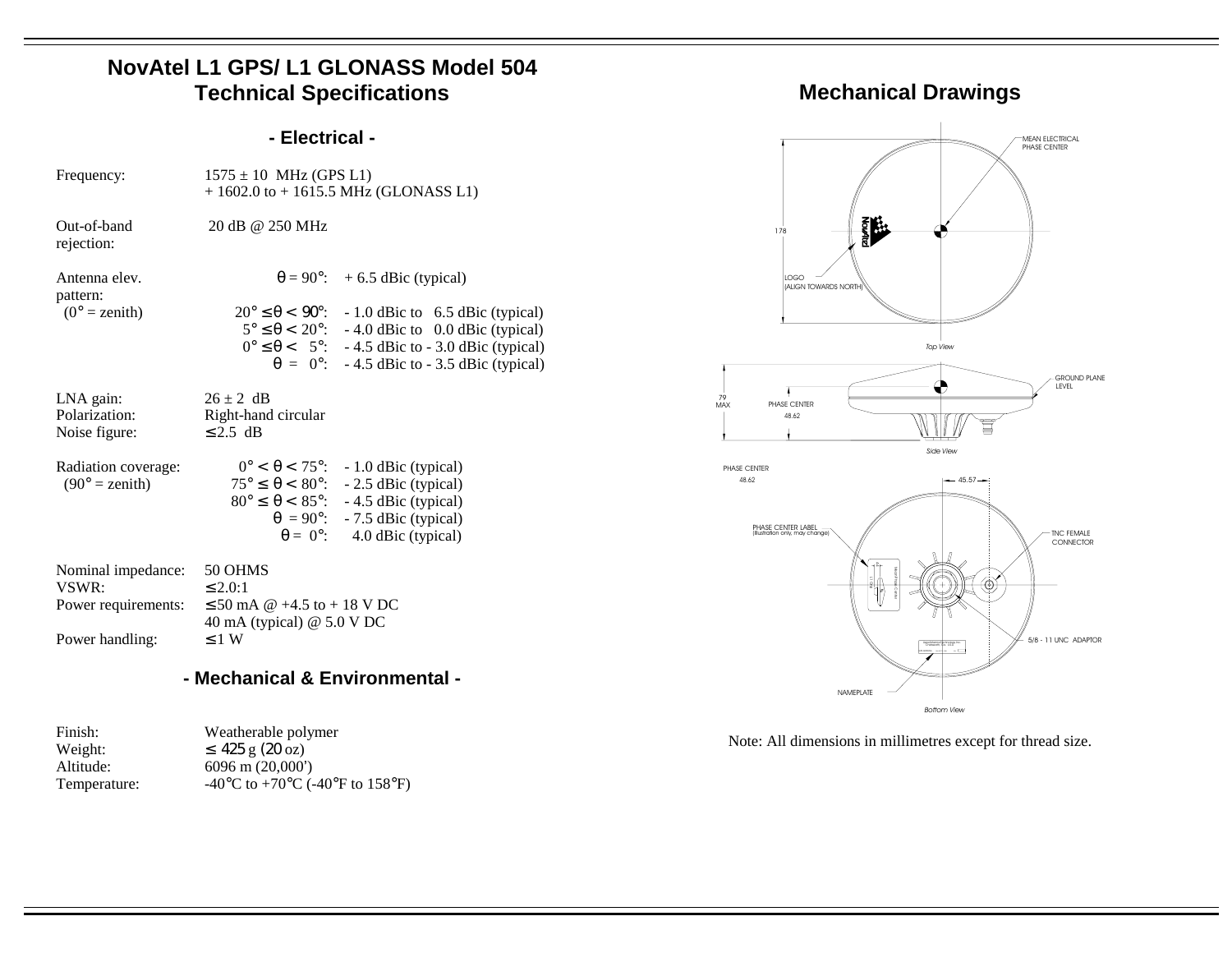# NovAtel L1 GPS/ L1 GLONASS Model 504 Technical Specifications

## - Electrical -

| | |
|---|---|
| Frequency: | 1575 ± 10 MHz (GPS L1)<br>+ 1602.0 to + 1615.5 MHz (GLONASS L1) |
| Out-of-band rejection: | 20 dB @ 250 MHz |
| Antenna elev. pattern: (0° = zenith) | θ = 90°: + 6.5 dBic (typical)<br>20° ≤ θ < 90°: - 1.0 dBic to 6.5 dBic (typical)<br>5° ≤ θ < 20°: - 4.0 dBic to 0.0 dBic (typical)<br>0° ≤ θ < 5°: - 4.5 dBic to - 3.0 dBic (typical)<br>θ = 0°: - 4.5 dBic to - 3.5 dBic (typical) |
| LNA gain: | 26 ± 2 dB |
| Polarization: | Right-hand circular |
| Noise figure: | ≤ 2.5 dB |
| Radiation coverage: (90° = zenith) | 0° < θ < 75°: - 1.0 dBic (typical)<br>75° ≤ θ < 80°: - 2.5 dBic (typical)<br>80° ≤ θ < 85°: - 4.5 dBic (typical)<br>θ = 90°: - 7.5 dBic (typical)<br>θ = 0°: 4.0 dBic (typical) |
| Nominal impedance: | 50 OHMS |
| VSWR: | ≤ 2.0:1 |
| Power requirements: | ≤ 50 mA @ +4.5 to + 18 V DC<br>40 mA (typical) @ 5.0 V DC |
| Power handling: | ≤ 1 W |

## - Mechanical & Environmental -

| | |
|---|---|
| Finish: | Weatherable polymer |
| Weight: | ≤ 425 g (20 oz) |
| Altitude: | 6096 m (20,000') |
| Temperature: | -40°C to +70°C (-40°F to 158°F) |

# Mechanical Drawings

MEAN ELECTRICAL PHASE CENTER

178

LOGO (ALIGN TOWARDS NORTH)

Top View

79 MAX

PHASE CENTER 48.62

GROUND PLANE LEVEL

Side View

PHASE CENTER 48.62

45.57

PHASE CENTER LABEL (illustration only, may change)

TNC FEMALE CONNECTOR

5/8 - 11 UNC ADAPTOR

NAMEPLATE

Bottom View

Note: All dimensions in millimetres except for thread size.